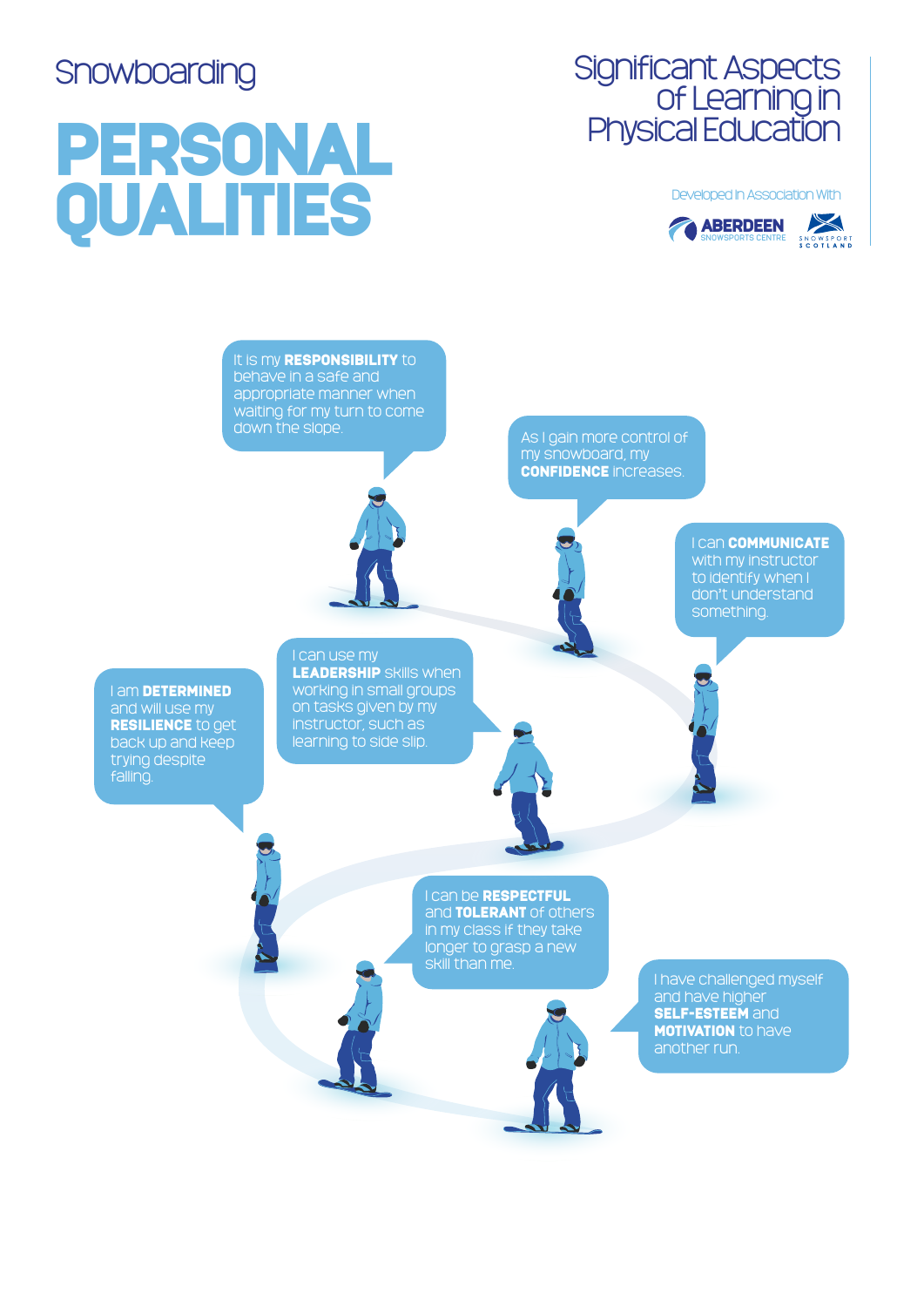Snowboarding

# PERSONAL QUALITIES

Significant Aspects of Learning in Physical Education

Developed In Association With

ABERDEEN SNOWSPORTS CENTRE

SNOWSPORT SCOTLAND

It is my **RESPONSIBILITY** to behave in a safe and appropriate manner when waiting for my turn to come down the slope.

As I gain more control of my snowboard, my **CONFIDENCE** increases.

I can **COMMUNICATE** with my instructor to identify when I don't understand something.

I can use my **LEADERSHIP** skills when working in small groups on tasks given by my instructor, such as learning to side slip.

I am **DETERMINED** and will use my **RESILIENCE** to get back up and keep trying despite falling.

I can be **RESPECTFUL** and **TOLERANT** of others in my class if they take longer to grasp a new skill than me.

I have challenged myself and have higher **SELF-ESTEEM** and **MOTIVATION** to have another run.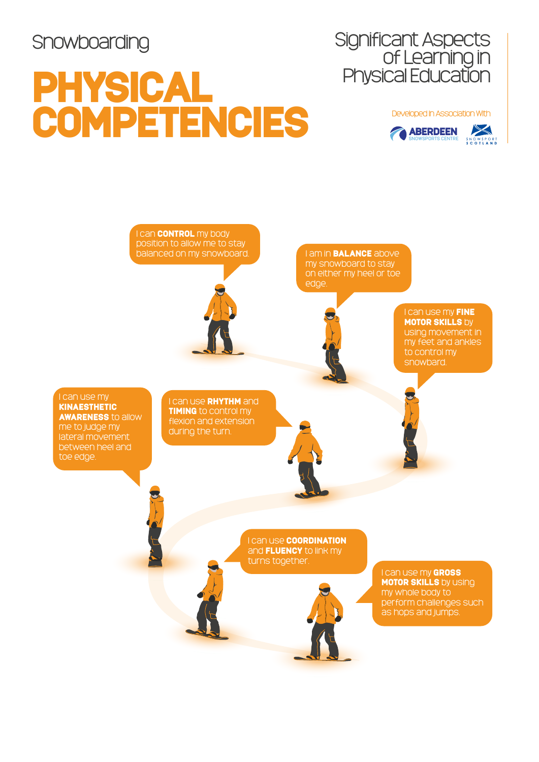Snowboarding

# PHYSICAL COMPETENCIES

Significant Aspects of Learning in Physical Education

Developed In Association With

ABERDEEN SNOWSPORTS CENTRE

SNOWSPORT SCOTLAND

I can **CONTROL** my body position to allow me to stay balanced on my snowboard.

I am in **BALANCE** above my snowboard to stay on either my heel or toe edge.

I can use my **FINE MOTOR SKILLS** by using movement in my feet and ankles to control my snowboard.

I can use my **KINAESTHETIC AWARENESS** to allow me to judge my lateral movement between heel and toe edge.

I can use **RHYTHM** and **TIMING** to control my flexion and extension during the turn.

I can use **COORDINATION** and **FLUENCY** to link my turns together.

I can use my **GROSS MOTOR SKILLS** by using my whole body to perform challenges such as hops and jumps.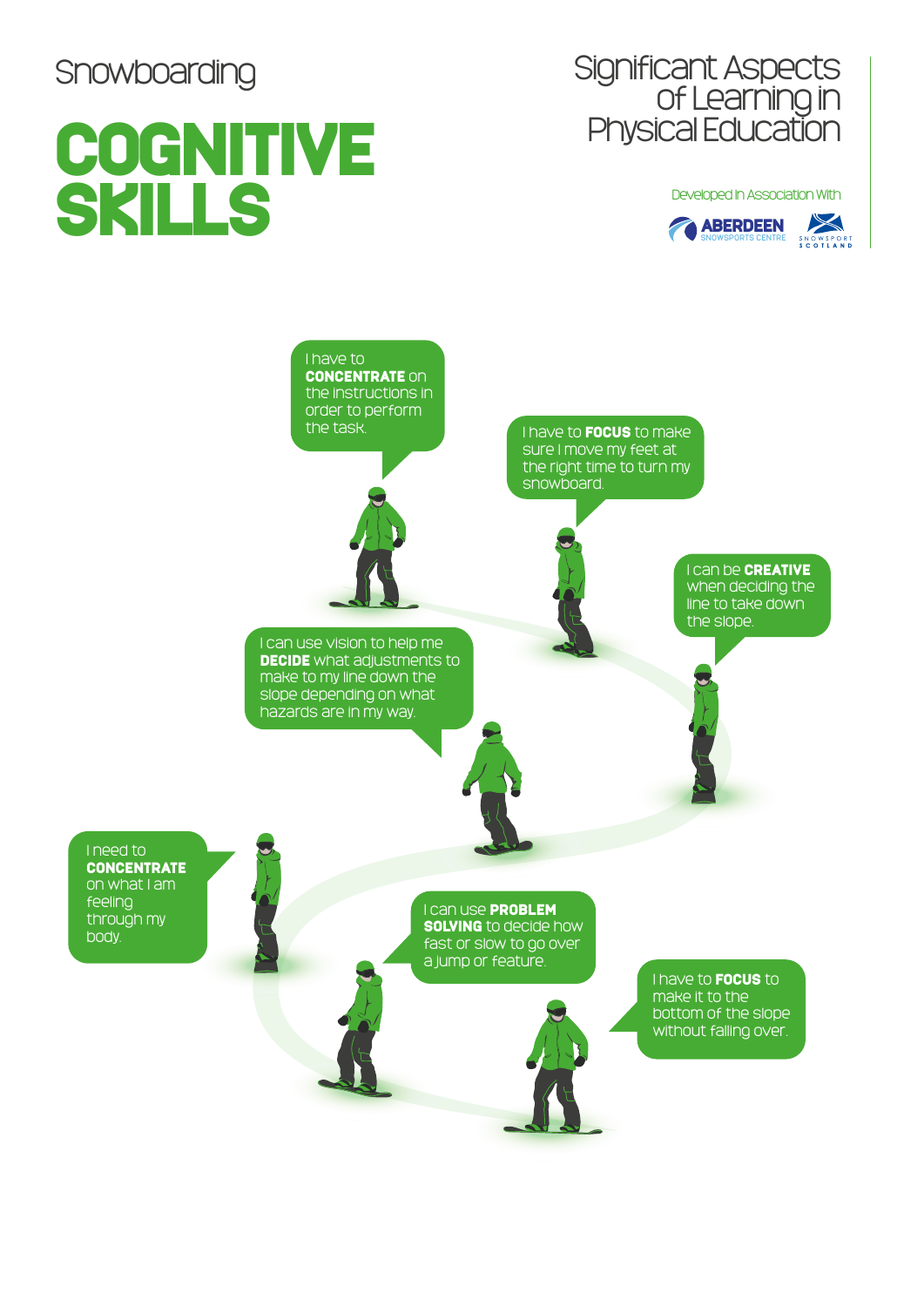Snowboarding

# COGNITIVE SKILLS

Significant Aspects of Learning in Physical Education

Developed In Association With

ABERDEEN SNOWSPORTS CENTRE

SNOWSPORT SCOTLAND

I have to **CONCENTRATE** on the instructions in order to perform the task.

I have to **FOCUS** to make sure I move my feet at the right time to turn my snowboard.

I can be **CREATIVE** when deciding the line to take down the slope.

I can use vision to help me **DECIDE** what adjustments to make to my line down the slope depending on what hazards are in my way.

I need to **CONCENTRATE** on what I am feeling through my body.

I can use **PROBLEM SOLVING** to decide how fast or slow to go over a jump or feature.

I have to **FOCUS** to make it to the bottom of the slope without falling over.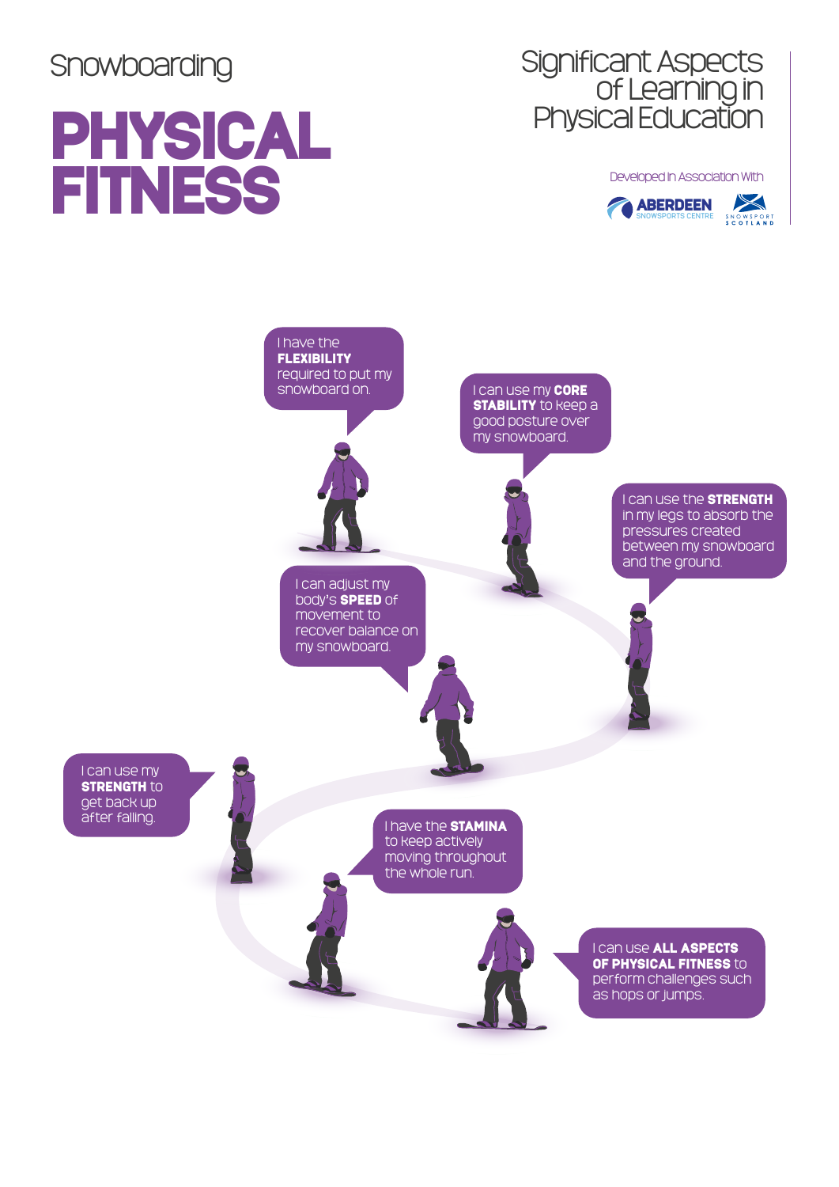Snowboarding

# PHYSICAL FITNESS

Significant Aspects of Learning in Physical Education

Developed In Association With

ABERDEEN SNOWSPORTS CENTRE

SNOWSPORT SCOTLAND

I have the **FLEXIBILITY** required to put my snowboard on.

I can use my **CORE STABILITY** to keep a good posture over my snowboard.

I can use the **STRENGTH** in my legs to absorb the pressures created between my snowboard and the ground.

I can adjust my body's **SPEED** of movement to recover balance on my snowboard.

I can use my **STRENGTH** to get back up after falling.

I have the **STAMINA** to keep actively moving throughout the whole run.

I can use **ALL ASPECTS OF PHYSICAL FITNESS** to perform challenges such as hops or jumps.